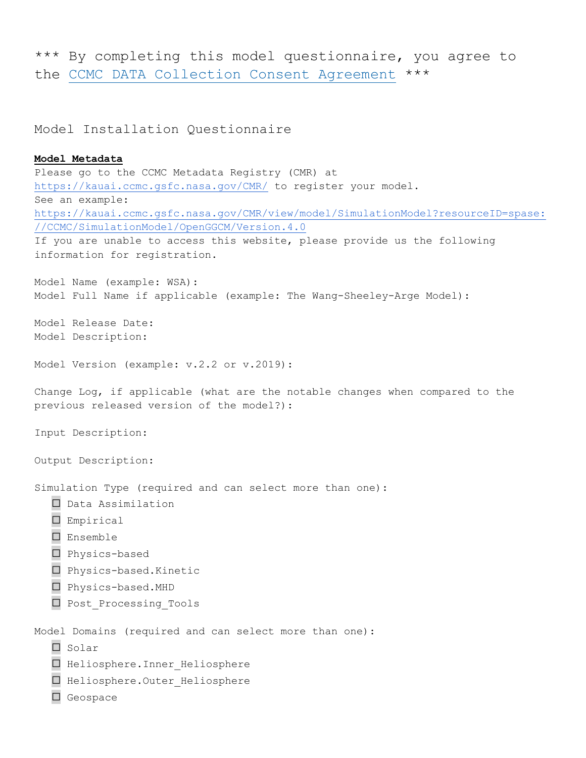\*\*\* By completing this model questionnaire, you agree to the [CCMC DATA Collection Consent Agreement] \*\*\*

# Model Installation Questionnaire

**Model Metadata**

Please go to the CCMC Metadata Registry (CMR) at https://kauai.ccmc.gsfc.nasa.gov/CMR/ to register your model.
See an example:
https://kauai.ccmc.gsfc.nasa.gov/CMR/view/model/SimulationModel?resourceID=spase://CCMC/SimulationModel/OpenGGCM/Version.4.0
If you are unable to access this website, please provide us the following information for registration.

Model Name (example: WSA):
Model Full Name if applicable (example: The Wang-Sheeley-Arge Model):

Model Release Date:
Model Description:

Model Version (example: v.2.2 or v.2019):

Change Log, if applicable (what are the notable changes when compared to the previous released version of the model?):

Input Description:

Output Description:

Simulation Type (required and can select more than one):

- ☐ Data Assimilation
- ☐ Empirical
- ☐ Ensemble
- ☐ Physics-based
- ☐ Physics-based.Kinetic
- ☐ Physics-based.MHD
- ☐ Post_Processing_Tools

Model Domains (required and can select more than one):

- ☐ Solar
- ☐ Heliosphere.Inner_Heliosphere
- ☐ Heliosphere.Outer_Heliosphere
- ☐ Geospace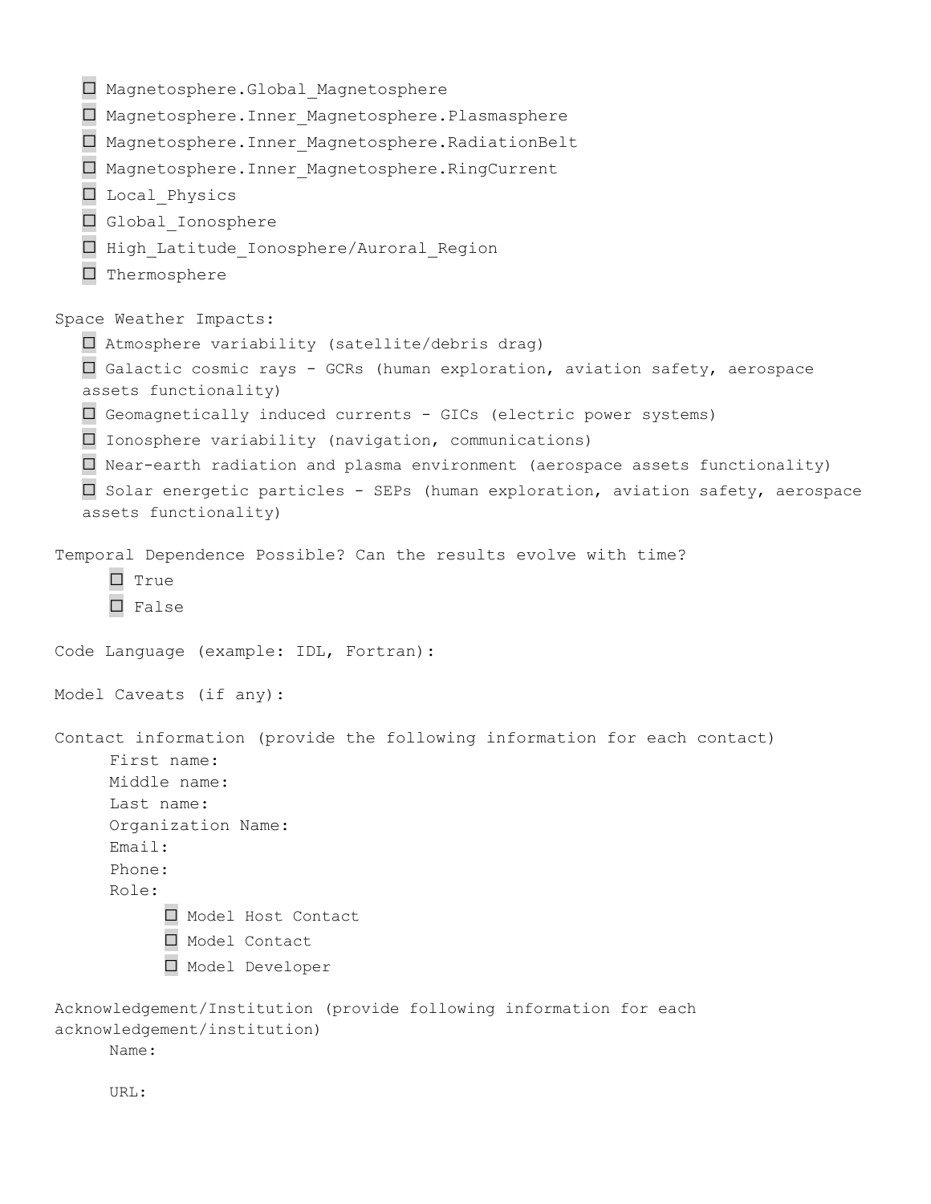- ☐ Magnetosphere.Global_Magnetosphere
- ☐ Magnetosphere.Inner_Magnetosphere.Plasmasphere
- ☐ Magnetosphere.Inner_Magnetosphere.RadiationBelt
- ☐ Magnetosphere.Inner_Magnetosphere.RingCurrent
- ☐ Local_Physics
- ☐ Global_Ionosphere
- ☐ High_Latitude_Ionosphere/Auroral_Region
- ☐ Thermosphere

Space Weather Impacts:

- ☐ Atmosphere variability (satellite/debris drag)
- ☐ Galactic cosmic rays - GCRs (human exploration, aviation safety, aerospace assets functionality)
- ☐ Geomagnetically induced currents - GICs (electric power systems)
- ☐ Ionosphere variability (navigation, communications)
- ☐ Near-earth radiation and plasma environment (aerospace assets functionality)
- ☐ Solar energetic particles - SEPs (human exploration, aviation safety, aerospace assets functionality)

Temporal Dependence Possible? Can the results evolve with time?

- ☐ True
- ☐ False

Code Language (example: IDL, Fortran):

Model Caveats (if any):

Contact information (provide the following information for each contact)

First name:
Middle name:
Last name:
Organization Name:
Email:
Phone:
Role:

- ☐ Model Host Contact
- ☐ Model Contact
- ☐ Model Developer

Acknowledgement/Institution (provide following information for each acknowledgement/institution)

Name:

URL: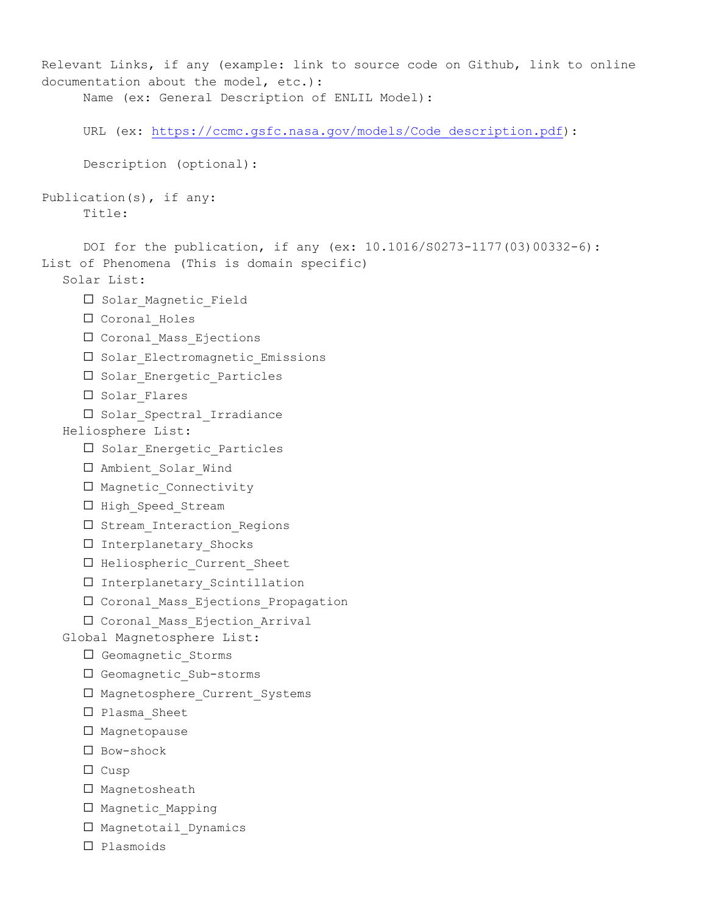Relevant Links, if any (example: link to source code on Github, link to online documentation about the model, etc.):

Name (ex: General Description of ENLIL Model):

URL (ex: https://ccmc.gsfc.nasa.gov/models/Code_description.pdf):

Description (optional):

Publication(s), if any:

Title:

DOI for the publication, if any (ex: 10.1016/S0273-1177(03)00332-6):

List of Phenomena (This is domain specific)

Solar List:

- ☐ Solar_Magnetic_Field
- ☐ Coronal_Holes
- ☐ Coronal_Mass_Ejections
- ☐ Solar_Electromagnetic_Emissions
- ☐ Solar_Energetic_Particles
- ☐ Solar_Flares
- ☐ Solar_Spectral_Irradiance

Heliosphere List:

- ☐ Solar_Energetic_Particles
- ☐ Ambient_Solar_Wind
- ☐ Magnetic_Connectivity
- ☐ High_Speed_Stream
- ☐ Stream_Interaction_Regions
- ☐ Interplanetary_Shocks
- ☐ Heliospheric_Current_Sheet
- ☐ Interplanetary_Scintillation
- ☐ Coronal_Mass_Ejections_Propagation
- ☐ Coronal_Mass_Ejection_Arrival

Global Magnetosphere List:

- ☐ Geomagnetic_Storms
- ☐ Geomagnetic_Sub-storms
- ☐ Magnetosphere_Current_Systems
- ☐ Plasma_Sheet
- ☐ Magnetopause
- ☐ Bow-shock
- ☐ Cusp
- ☐ Magnetosheath
- ☐ Magnetic_Mapping
- ☐ Magnetotail_Dynamics
- ☐ Plasmoids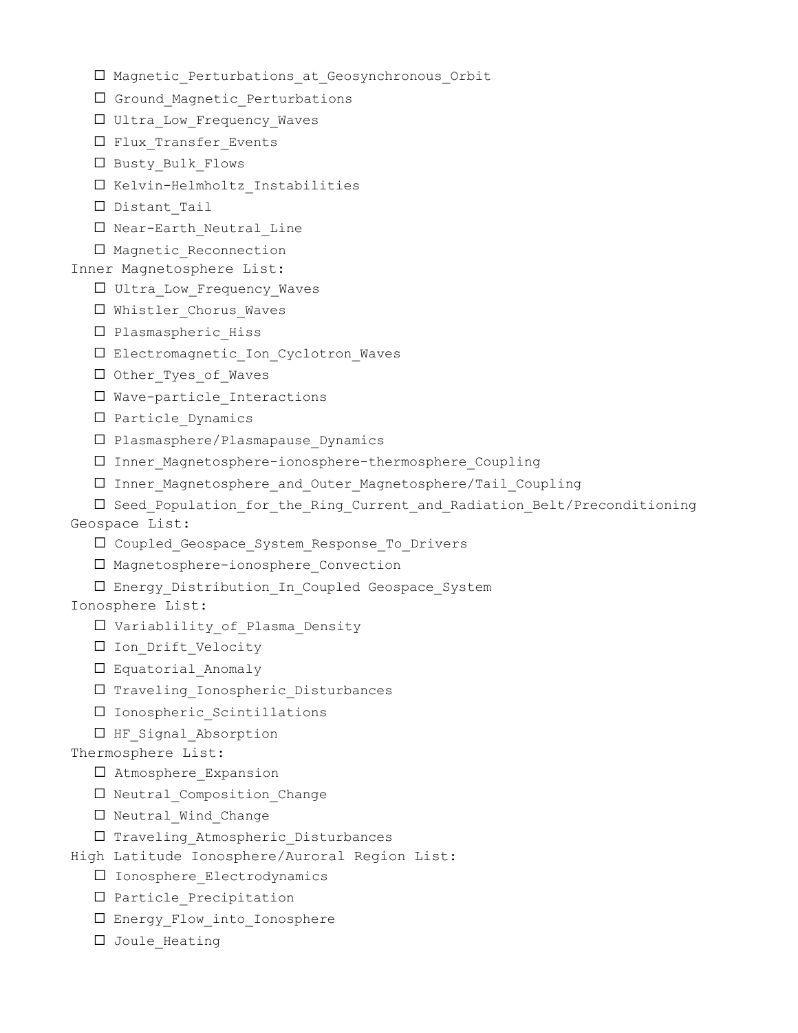- ☐ Magnetic_Perturbations_at_Geosynchronous_Orbit
- ☐ Ground_Magnetic_Perturbations
- ☐ Ultra_Low_Frequency_Waves
- ☐ Flux_Transfer_Events
- ☐ Busty_Bulk_Flows
- ☐ Kelvin-Helmholtz_Instabilities
- ☐ Distant_Tail
- ☐ Near-Earth_Neutral_Line
- ☐ Magnetic_Reconnection

Inner Magnetosphere List:

- ☐ Ultra_Low_Frequency_Waves
- ☐ Whistler_Chorus_Waves
- ☐ Plasmaspheric_Hiss
- ☐ Electromagnetic_Ion_Cyclotron_Waves
- ☐ Other_Tyes_of_Waves
- ☐ Wave-particle_Interactions
- ☐ Particle_Dynamics
- ☐ Plasmasphere/Plasmapause_Dynamics
- ☐ Inner_Magnetosphere-ionosphere-thermosphere_Coupling
- ☐ Inner_Magnetosphere_and_Outer_Magnetosphere/Tail_Coupling
- ☐ Seed_Population_for_the_Ring_Current_and_Radiation_Belt/Preconditioning

Geospace List:

- ☐ Coupled_Geospace_System_Response_To_Drivers
- ☐ Magnetosphere-ionosphere_Convection
- ☐ Energy_Distribution_In_Coupled Geospace_System

Ionosphere List:

- ☐ Variablility_of_Plasma_Density
- ☐ Ion_Drift_Velocity
- ☐ Equatorial_Anomaly
- ☐ Traveling_Ionospheric_Disturbances
- ☐ Ionospheric_Scintillations
- ☐ HF_Signal_Absorption

Thermosphere List:

- ☐ Atmosphere_Expansion
- ☐ Neutral_Composition_Change
- ☐ Neutral_Wind_Change
- ☐ Traveling_Atmospheric_Disturbances

High Latitude Ionosphere/Auroral Region List:

- ☐ Ionosphere_Electrodynamics
- ☐ Particle_Precipitation
- ☐ Energy_Flow_into_Ionosphere
- ☐ Joule_Heating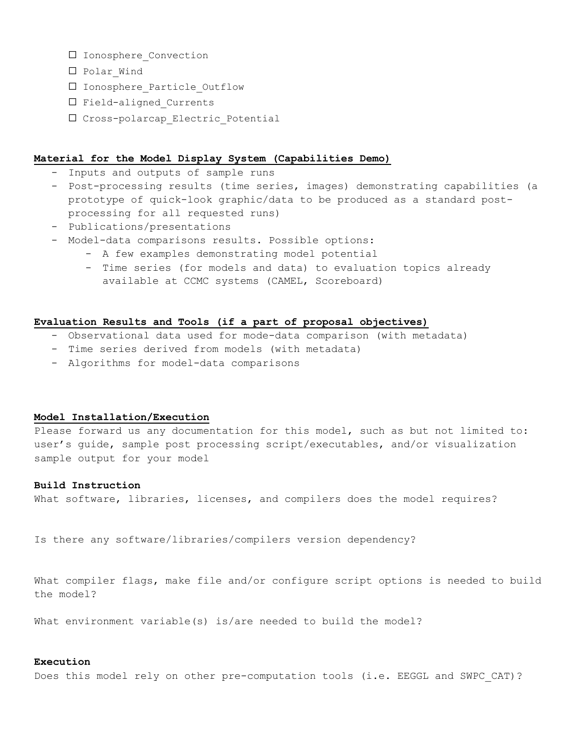- ☐ Ionosphere_Convection
- ☐ Polar_Wind
- ☐ Ionosphere_Particle_Outflow
- ☐ Field-aligned_Currents
- ☐ Cross-polarcap_Electric_Potential

**Material for the Model Display System (Capabilities Demo)**

- Inputs and outputs of sample runs
- Post-processing results (time series, images) demonstrating capabilities (a prototype of quick-look graphic/data to be produced as a standard post-processing for all requested runs)
- Publications/presentations
- Model-data comparisons results. Possible options:
  - A few examples demonstrating model potential
  - Time series (for models and data) to evaluation topics already available at CCMC systems (CAMEL, Scoreboard)

**Evaluation Results and Tools (if a part of proposal objectives)**

- Observational data used for mode-data comparison (with metadata)
- Time series derived from models (with metadata)
- Algorithms for model-data comparisons

**Model Installation/Execution**

Please forward us any documentation for this model, such as but not limited to: user's guide, sample post processing script/executables, and/or visualization sample output for your model

**Build Instruction**

What software, libraries, licenses, and compilers does the model requires?

Is there any software/libraries/compilers version dependency?

What compiler flags, make file and/or configure script options is needed to build the model?

What environment variable(s) is/are needed to build the model?

**Execution**

Does this model rely on other pre-computation tools (i.e. EEGGL and SWPC_CAT)?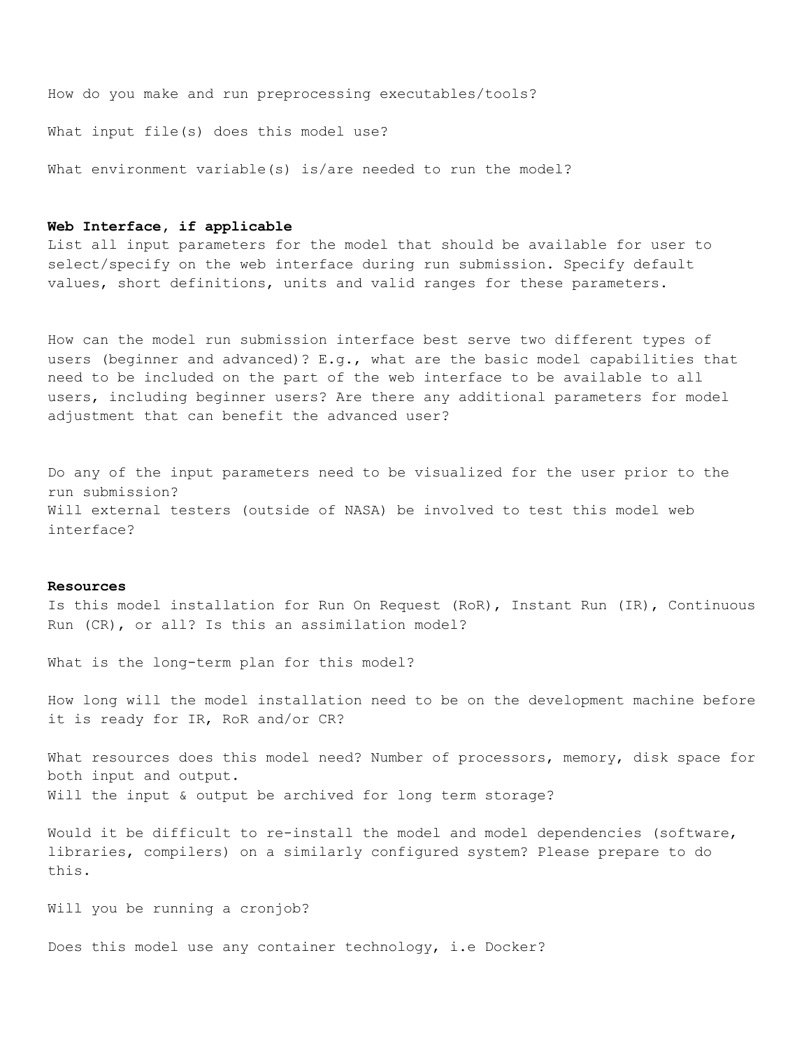How do you make and run preprocessing executables/tools?

What input file(s) does this model use?

What environment variable(s) is/are needed to run the model?

**Web Interface, if applicable**

List all input parameters for the model that should be available for user to select/specify on the web interface during run submission. Specify default values, short definitions, units and valid ranges for these parameters.

How can the model run submission interface best serve two different types of users (beginner and advanced)? E.g., what are the basic model capabilities that need to be included on the part of the web interface to be available to all users, including beginner users? Are there any additional parameters for model adjustment that can benefit the advanced user?

Do any of the input parameters need to be visualized for the user prior to the run submission?

Will external testers (outside of NASA) be involved to test this model web interface?

**Resources**

Is this model installation for Run On Request (RoR), Instant Run (IR), Continuous Run (CR), or all? Is this an assimilation model?

What is the long-term plan for this model?

How long will the model installation need to be on the development machine before it is ready for IR, RoR and/or CR?

What resources does this model need? Number of processors, memory, disk space for both input and output.

Will the input & output be archived for long term storage?

Would it be difficult to re-install the model and model dependencies (software, libraries, compilers) on a similarly configured system? Please prepare to do this.

Will you be running a cronjob?

Does this model use any container technology, i.e Docker?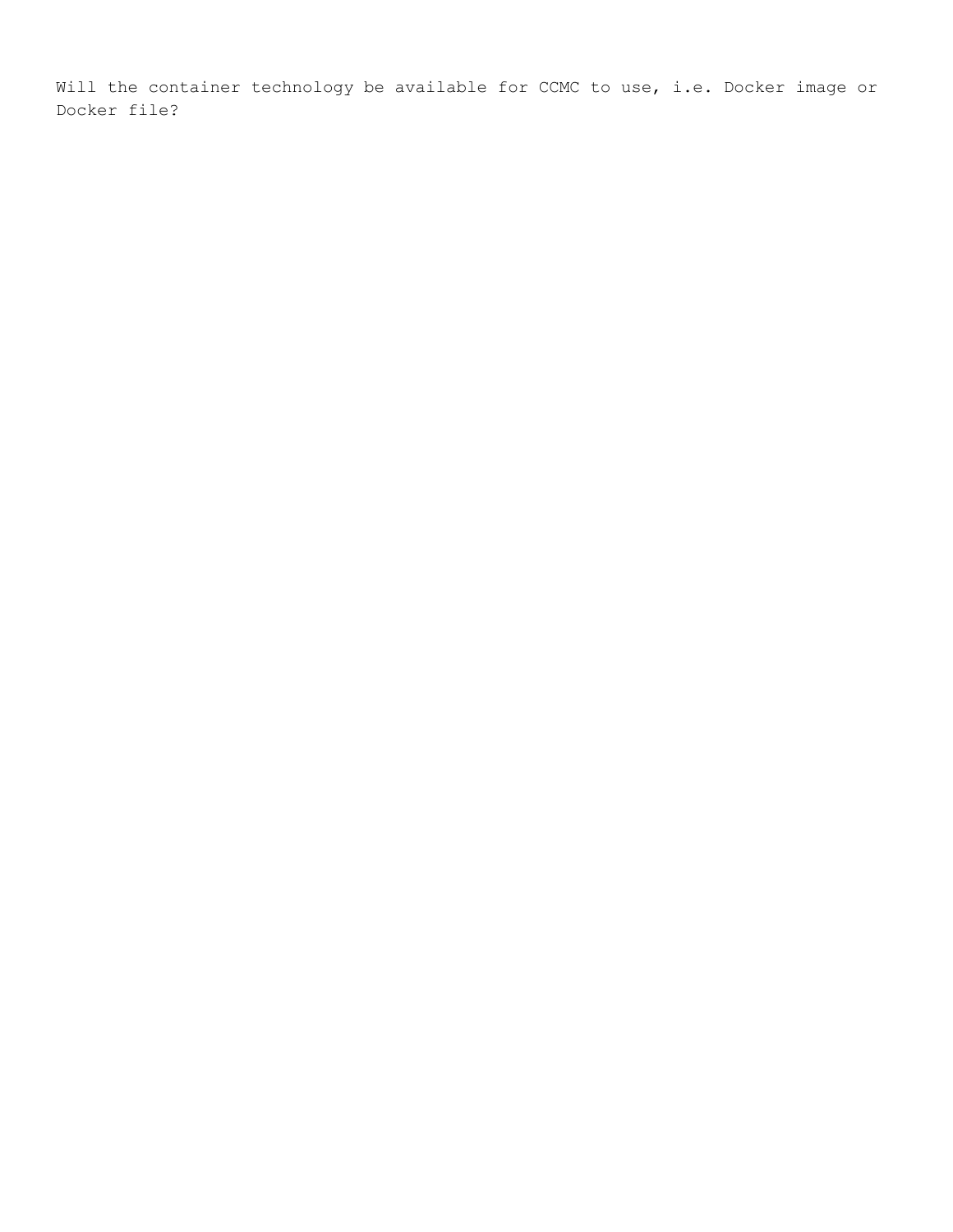Will the container technology be available for CCMC to use, i.e. Docker image or Docker file?